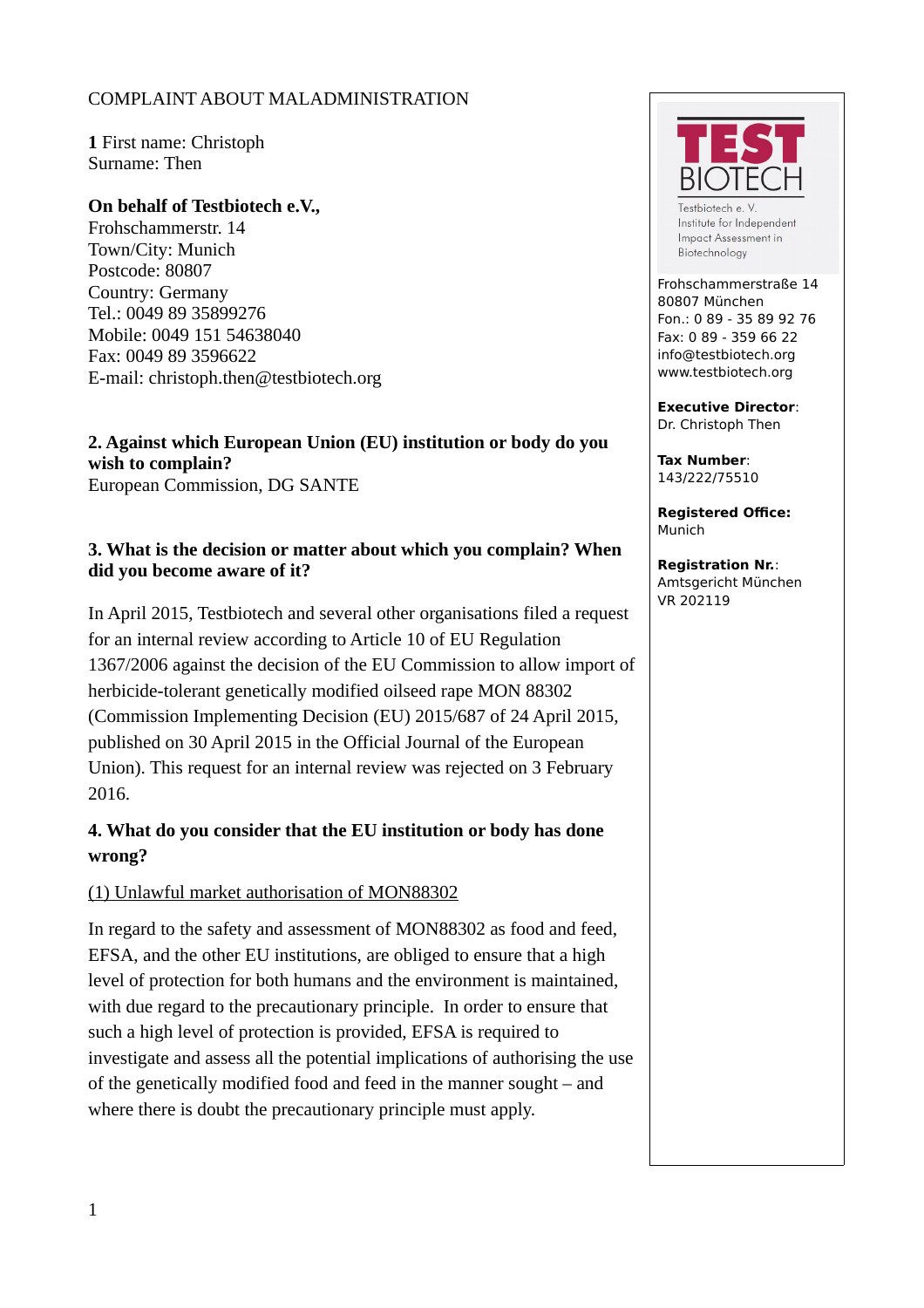COMPLAINT ABOUT MALADMINISTRATION

**1** First name: Christoph
Surname: Then

**On behalf of Testbiotech e.V.,**
Frohschammerstr. 14
Town/City: Munich
Postcode: 80807
Country: Germany
Tel.: 0049 89 35899276
Mobile: 0049 151 54638040
Fax: 0049 89 3596622
E-mail: christoph.then@testbiotech.org

**2. Against which European Union (EU) institution or body do you wish to complain?**
European Commission, DG SANTE

**3. What is the decision or matter about which you complain? When did you become aware of it?**

In April 2015, Testbiotech and several other organisations filed a request for an internal review according to Article 10 of EU Regulation 1367/2006 against the decision of the EU Commission to allow import of herbicide-tolerant genetically modified oilseed rape MON 88302 (Commission Implementing Decision (EU) 2015/687 of 24 April 2015, published on 30 April 2015 in the Official Journal of the European Union). This request for an internal review was rejected on 3 February 2016.

**4. What do you consider that the EU institution or body has done wrong?**

(1) Unlawful market authorisation of MON88302

In regard to the safety and assessment of MON88302 as food and feed, EFSA, and the other EU institutions, are obliged to ensure that a high level of protection for both humans and the environment is maintained, with due regard to the precautionary principle. In order to ensure that such a high level of protection is provided, EFSA is required to investigate and assess all the potential implications of authorising the use of the genetically modified food and feed in the manner sought – and where there is doubt the precautionary principle must apply.

TEST BIOTECH
Testbiotech e. V.
Institute for Independent Impact Assessment in Biotechnology

Frohschammerstraße 14
80807 München
Fon.: 0 89 - 35 89 92 76
Fax: 0 89 - 359 66 22
info@testbiotech.org
www.testbiotech.org

**Executive Director**:
Dr. Christoph Then

**Tax Number**:
143/222/75510

**Registered Office:**
Munich

**Registration Nr.**:
Amtsgericht München
VR 202119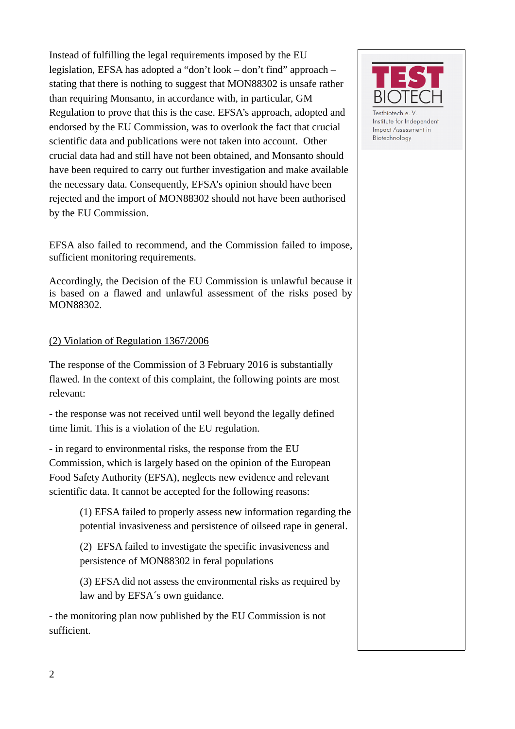Instead of fulfilling the legal requirements imposed by the EU legislation, EFSA has adopted a “don’t look – don’t find” approach – stating that there is nothing to suggest that MON88302 is unsafe rather than requiring Monsanto, in accordance with, in particular, GM Regulation to prove that this is the case. EFSA’s approach, adopted and endorsed by the EU Commission, was to overlook the fact that crucial scientific data and publications were not taken into account. Other crucial data had and still have not been obtained, and Monsanto should have been required to carry out further investigation and make available the necessary data. Consequently, EFSA’s opinion should have been rejected and the import of MON88302 should not have been authorised by the EU Commission.

EFSA also failed to recommend, and the Commission failed to impose, sufficient monitoring requirements.

Accordingly, the Decision of the EU Commission is unlawful because it is based on a flawed and unlawful assessment of the risks posed by MON88302.

<u>(2) Violation of Regulation 1367/2006</u>

The response of the Commission of 3 February 2016 is substantially flawed. In the context of this complaint, the following points are most relevant:

- the response was not received until well beyond the legally defined time limit. This is a violation of the EU regulation.

- in regard to environmental risks, the response from the EU Commission, which is largely based on the opinion of the European Food Safety Authority (EFSA), neglects new evidence and relevant scientific data. It cannot be accepted for the following reasons:

> (1) EFSA failed to properly assess new information regarding the potential invasiveness and persistence of oilseed rape in general.
>
> (2) EFSA failed to investigate the specific invasiveness and persistence of MON88302 in feral populations
>
> (3) EFSA did not assess the environmental risks as required by law and by EFSA´s own guidance.

- the monitoring plan now published by the EU Commission is not sufficient.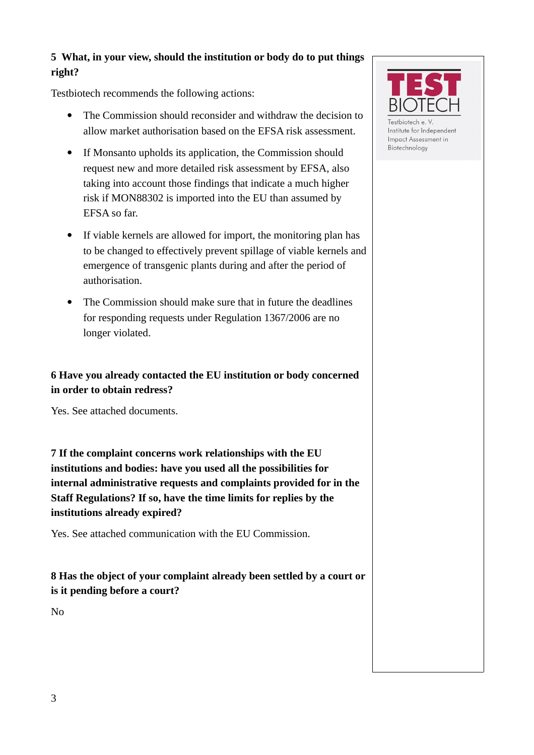**5 What, in your view, should the institution or body do to put things right?**

Testbiotech recommends the following actions:

- The Commission should reconsider and withdraw the decision to allow market authorisation based on the EFSA risk assessment.
- If Monsanto upholds its application, the Commission should request new and more detailed risk assessment by EFSA, also taking into account those findings that indicate a much higher risk if MON88302 is imported into the EU than assumed by EFSA so far.
- If viable kernels are allowed for import, the monitoring plan has to be changed to effectively prevent spillage of viable kernels and emergence of transgenic plants during and after the period of authorisation.
- The Commission should make sure that in future the deadlines for responding requests under Regulation 1367/2006 are no longer violated.

**6 Have you already contacted the EU institution or body concerned in order to obtain redress?**

Yes. See attached documents.

**7 If the complaint concerns work relationships with the EU institutions and bodies: have you used all the possibilities for internal administrative requests and complaints provided for in the Staff Regulations? If so, have the time limits for replies by the institutions already expired?**

Yes. See attached communication with the EU Commission.

**8 Has the object of your complaint already been settled by a court or is it pending before a court?**

No

TEST BIOTECH

Testbiotech e. V.
Institute for Independent
Impact Assessment in
Biotechnology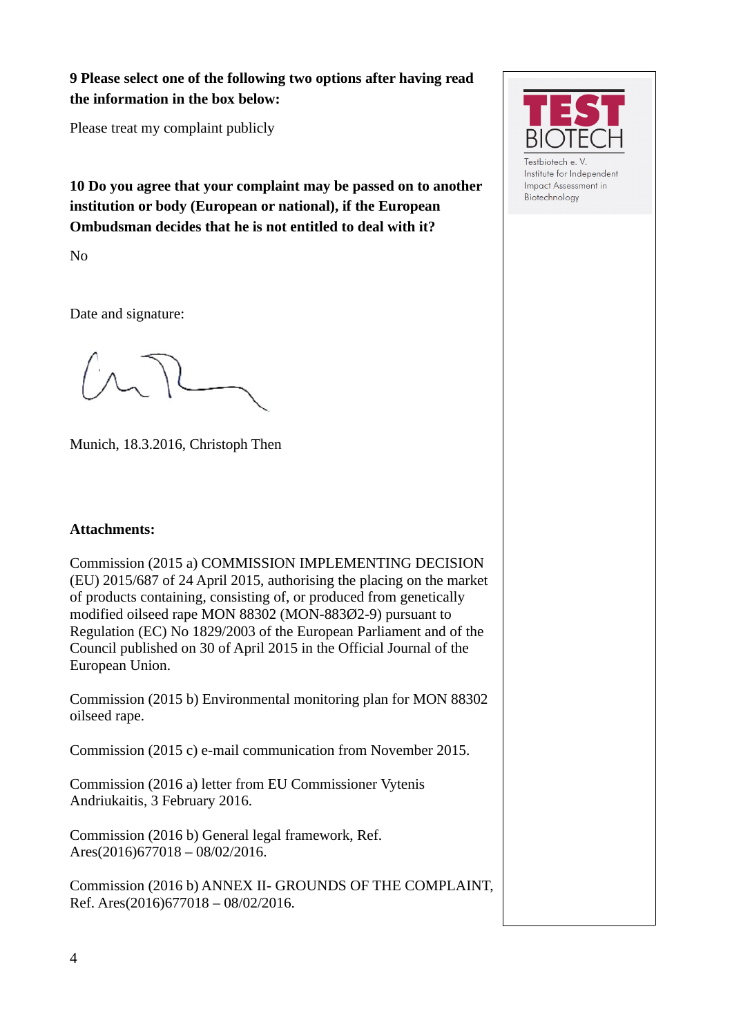**9 Please select one of the following two options after having read the information in the box below:**

Please treat my complaint publicly

**10 Do you agree that your complaint may be passed on to another institution or body (European or national), if the European Ombudsman decides that he is not entitled to deal with it?**

No

Date and signature:

Munich, 18.3.2016, Christoph Then

**Attachments:**

Commission (2015 a) COMMISSION IMPLEMENTING DECISION (EU) 2015/687 of 24 April 2015, authorising the placing on the market of products containing, consisting of, or produced from genetically modified oilseed rape MON 88302 (MON-883Ø2-9) pursuant to Regulation (EC) No 1829/2003 of the European Parliament and of the Council published on 30 of April 2015 in the Official Journal of the European Union.

Commission (2015 b) Environmental monitoring plan for MON 88302 oilseed rape.

Commission (2015 c) e-mail communication from November 2015.

Commission (2016 a) letter from EU Commissioner Vytenis Andriukaitis, 3 February 2016.

Commission (2016 b) General legal framework, Ref. Ares(2016)677018 – 08/02/2016.

Commission (2016 b) ANNEX II- GROUNDS OF THE COMPLAINT, Ref. Ares(2016)677018 – 08/02/2016.

TEST BIOTECH

Testbiotech e. V.
Institute for Independent Impact Assessment in Biotechnology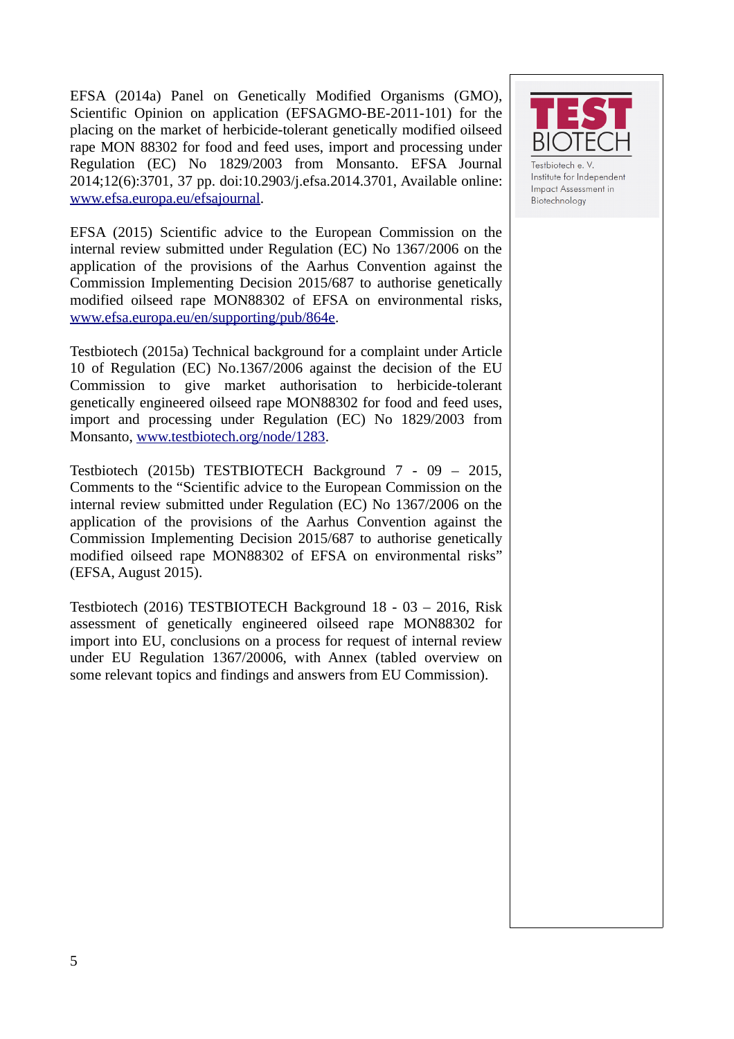EFSA (2014a) Panel on Genetically Modified Organisms (GMO), Scientific Opinion on application (EFSAGMO-BE-2011-101) for the placing on the market of herbicide-tolerant genetically modified oilseed rape MON 88302 for food and feed uses, import and processing under Regulation (EC) No 1829/2003 from Monsanto. EFSA Journal 2014;12(6):3701, 37 pp. doi:10.2903/j.efsa.2014.3701, Available online: www.efsa.europa.eu/efsajournal.

EFSA (2015) Scientific advice to the European Commission on the internal review submitted under Regulation (EC) No 1367/2006 on the application of the provisions of the Aarhus Convention against the Commission Implementing Decision 2015/687 to authorise genetically modified oilseed rape MON88302 of EFSA on environmental risks, www.efsa.europa.eu/en/supporting/pub/864e.

Testbiotech (2015a) Technical background for a complaint under Article 10 of Regulation (EC) No.1367/2006 against the decision of the EU Commission to give market authorisation to herbicide-tolerant genetically engineered oilseed rape MON88302 for food and feed uses, import and processing under Regulation (EC) No 1829/2003 from Monsanto, www.testbiotech.org/node/1283.

Testbiotech (2015b) TESTBIOTECH Background 7 - 09 – 2015, Comments to the “Scientific advice to the European Commission on the internal review submitted under Regulation (EC) No 1367/2006 on the application of the provisions of the Aarhus Convention against the Commission Implementing Decision 2015/687 to authorise genetically modified oilseed rape MON88302 of EFSA on environmental risks” (EFSA, August 2015).

Testbiotech (2016) TESTBIOTECH Background 18 - 03 – 2016, Risk assessment of genetically engineered oilseed rape MON88302 for import into EU, conclusions on a process for request of internal review under EU Regulation 1367/20006, with Annex (tabled overview on some relevant topics and findings and answers from EU Commission).